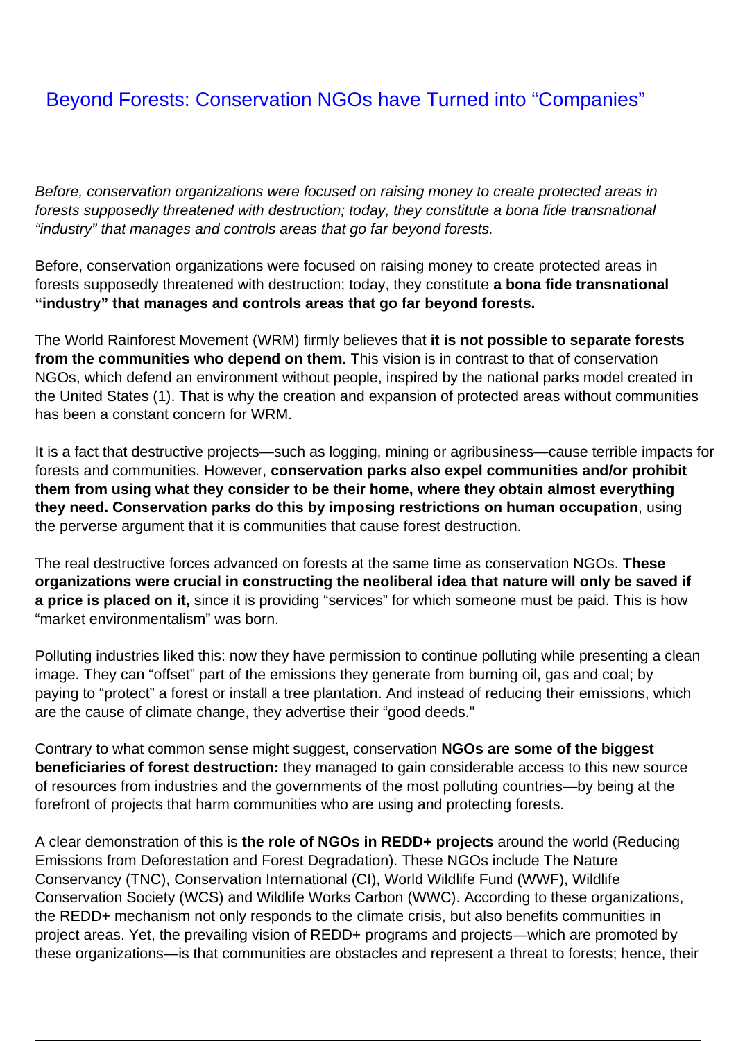# [Beyond Forests: Conservation NGOs have Turned into "Companies"]()

*Before, conservation organizations were focused on raising money to create protected areas in forests supposedly threatened with destruction; today, they constitute a bona fide transnational "industry" that manages and controls areas that go far beyond forests.*

Before, conservation organizations were focused on raising money to create protected areas in forests supposedly threatened with destruction; today, they constitute **a bona fide transnational "industry" that manages and controls areas that go far beyond forests.**

The World Rainforest Movement (WRM) firmly believes that **it is not possible to separate forests from the communities who depend on them.** This vision is in contrast to that of conservation NGOs, which defend an environment without people, inspired by the national parks model created in the United States (1). That is why the creation and expansion of protected areas without communities has been a constant concern for WRM.

It is a fact that destructive projects—such as logging, mining or agribusiness—cause terrible impacts for forests and communities. However, **conservation parks also expel communities and/or prohibit them from using what they consider to be their home, where they obtain almost everything they need. Conservation parks do this by imposing restrictions on human occupation**, using the perverse argument that it is communities that cause forest destruction.

The real destructive forces advanced on forests at the same time as conservation NGOs. **These organizations were crucial in constructing the neoliberal idea that nature will only be saved if a price is placed on it,** since it is providing "services" for which someone must be paid. This is how "market environmentalism" was born.

Polluting industries liked this: now they have permission to continue polluting while presenting a clean image. They can "offset" part of the emissions they generate from burning oil, gas and coal; by paying to "protect" a forest or install a tree plantation. And instead of reducing their emissions, which are the cause of climate change, they advertise their "good deeds."

Contrary to what common sense might suggest, conservation **NGOs are some of the biggest beneficiaries of forest destruction:** they managed to gain considerable access to this new source of resources from industries and the governments of the most polluting countries—by being at the forefront of projects that harm communities who are using and protecting forests.

A clear demonstration of this is **the role of NGOs in REDD+ projects** around the world (Reducing Emissions from Deforestation and Forest Degradation). These NGOs include The Nature Conservancy (TNC), Conservation International (CI), World Wildlife Fund (WWF), Wildlife Conservation Society (WCS) and Wildlife Works Carbon (WWC). According to these organizations, the REDD+ mechanism not only responds to the climate crisis, but also benefits communities in project areas. Yet, the prevailing vision of REDD+ programs and projects—which are promoted by these organizations—is that communities are obstacles and represent a threat to forests; hence, their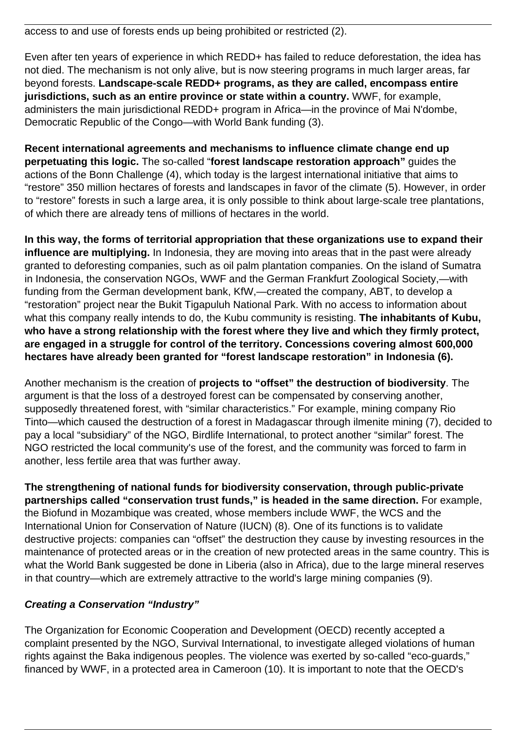access to and use of forests ends up being prohibited or restricted (2).

Even after ten years of experience in which REDD+ has failed to reduce deforestation, the idea has not died. The mechanism is not only alive, but is now steering programs in much larger areas, far beyond forests. **Landscape-scale REDD+ programs, as they are called, encompass entire jurisdictions, such as an entire province or state within a country.** WWF, for example, administers the main jurisdictional REDD+ program in Africa—in the province of Mai N'dombe, Democratic Republic of the Congo—with World Bank funding (3).

**Recent international agreements and mechanisms to influence climate change end up perpetuating this logic.** The so-called "**forest landscape restoration approach"** guides the actions of the Bonn Challenge (4), which today is the largest international initiative that aims to "restore" 350 million hectares of forests and landscapes in favor of the climate (5). However, in order to "restore" forests in such a large area, it is only possible to think about large-scale tree plantations, of which there are already tens of millions of hectares in the world.

**In this way, the forms of territorial appropriation that these organizations use to expand their influence are multiplying.** In Indonesia, they are moving into areas that in the past were already granted to deforesting companies, such as oil palm plantation companies. On the island of Sumatra in Indonesia, the conservation NGOs, WWF and the German Frankfurt Zoological Society,—with funding from the German development bank, KfW,—created the company, ABT, to develop a "restoration" project near the Bukit Tigapuluh National Park. With no access to information about what this company really intends to do, the Kubu community is resisting. **The inhabitants of Kubu, who have a strong relationship with the forest where they live and which they firmly protect, are engaged in a struggle for control of the territory. Concessions covering almost 600,000 hectares have already been granted for "forest landscape restoration" in Indonesia (6).**

Another mechanism is the creation of **projects to "offset" the destruction of biodiversity**. The argument is that the loss of a destroyed forest can be compensated by conserving another, supposedly threatened forest, with "similar characteristics." For example, mining company Rio Tinto—which caused the destruction of a forest in Madagascar through ilmenite mining (7), decided to pay a local "subsidiary" of the NGO, Birdlife International, to protect another "similar" forest. The NGO restricted the local community's use of the forest, and the community was forced to farm in another, less fertile area that was further away.

**The strengthening of national funds for biodiversity conservation, through public-private partnerships called "conservation trust funds," is headed in the same direction.** For example, the Biofund in Mozambique was created, whose members include WWF, the WCS and the International Union for Conservation of Nature (IUCN) (8). One of its functions is to validate destructive projects: companies can "offset" the destruction they cause by investing resources in the maintenance of protected areas or in the creation of new protected areas in the same country. This is what the World Bank suggested be done in Liberia (also in Africa), due to the large mineral reserves in that country—which are extremely attractive to the world's large mining companies (9).

### ***Creating a Conservation "Industry"***

The Organization for Economic Cooperation and Development (OECD) recently accepted a complaint presented by the NGO, Survival International, to investigate alleged violations of human rights against the Baka indigenous peoples. The violence was exerted by so-called "eco-guards," financed by WWF, in a protected area in Cameroon (10). It is important to note that the OECD's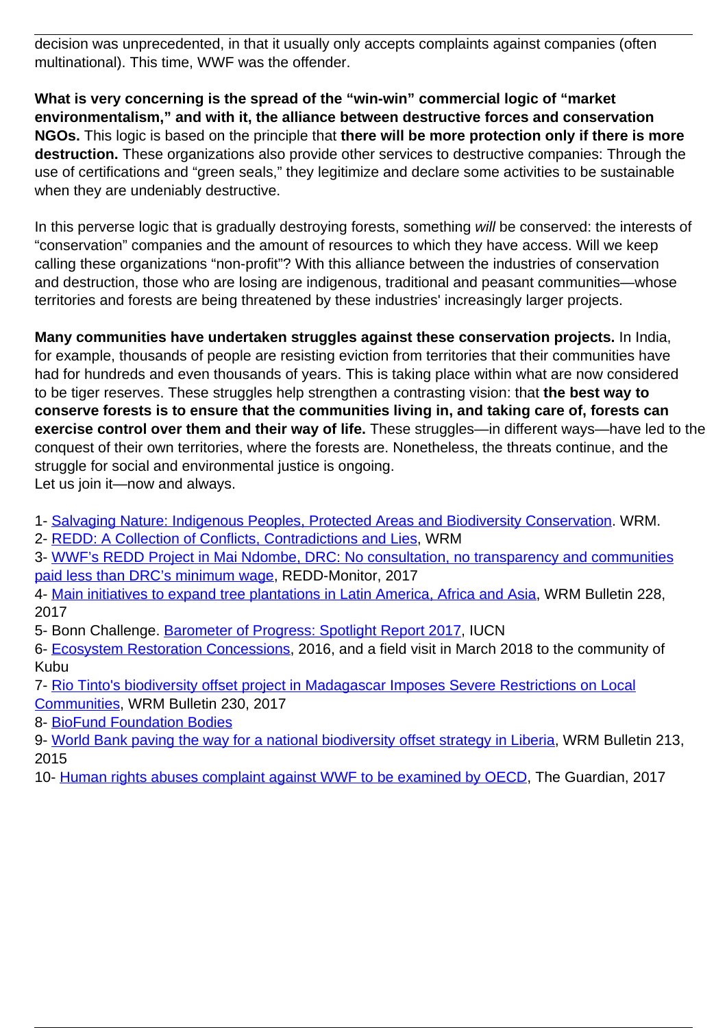decision was unprecedented, in that it usually only accepts complaints against companies (often multinational). This time, WWF was the offender.

**What is very concerning is the spread of the "win-win" commercial logic of "market environmentalism," and with it, the alliance between destructive forces and conservation NGOs.** This logic is based on the principle that **there will be more protection only if there is more destruction.** These organizations also provide other services to destructive companies: Through the use of certifications and "green seals," they legitimize and declare some activities to be sustainable when they are undeniably destructive.

In this perverse logic that is gradually destroying forests, something *will* be conserved: the interests of "conservation" companies and the amount of resources to which they have access. Will we keep calling these organizations "non-profit"? With this alliance between the industries of conservation and destruction, those who are losing are indigenous, traditional and peasant communities—whose territories and forests are being threatened by these industries' increasingly larger projects.

**Many communities have undertaken struggles against these conservation projects.** In India, for example, thousands of people are resisting eviction from territories that their communities have had for hundreds and even thousands of years. This is taking place within what are now considered to be tiger reserves. These struggles help strengthen a contrasting vision: that **the best way to conserve forests is to ensure that the communities living in, and taking care of, forests can exercise control over them and their way of life.** These struggles—in different ways—have led to the conquest of their own territories, where the forests are. Nonetheless, the threats continue, and the struggle for social and environmental justice is ongoing.
Let us join it—now and always.

1- Salvaging Nature: Indigenous Peoples, Protected Areas and Biodiversity Conservation. WRM.
2- REDD: A Collection of Conflicts, Contradictions and Lies, WRM
3- WWF's REDD Project in Mai Ndombe, DRC: No consultation, no transparency and communities paid less than DRC's minimum wage, REDD-Monitor, 2017
4- Main initiatives to expand tree plantations in Latin America, Africa and Asia, WRM Bulletin 228, 2017
5- Bonn Challenge. Barometer of Progress: Spotlight Report 2017, IUCN
6- Ecosystem Restoration Concessions, 2016, and a field visit in March 2018 to the community of Kubu
7- Rio Tinto's biodiversity offset project in Madagascar Imposes Severe Restrictions on Local Communities, WRM Bulletin 230, 2017
8- BioFund Foundation Bodies
9- World Bank paving the way for a national biodiversity offset strategy in Liberia, WRM Bulletin 213, 2015
10- Human rights abuses complaint against WWF to be examined by OECD, The Guardian, 2017